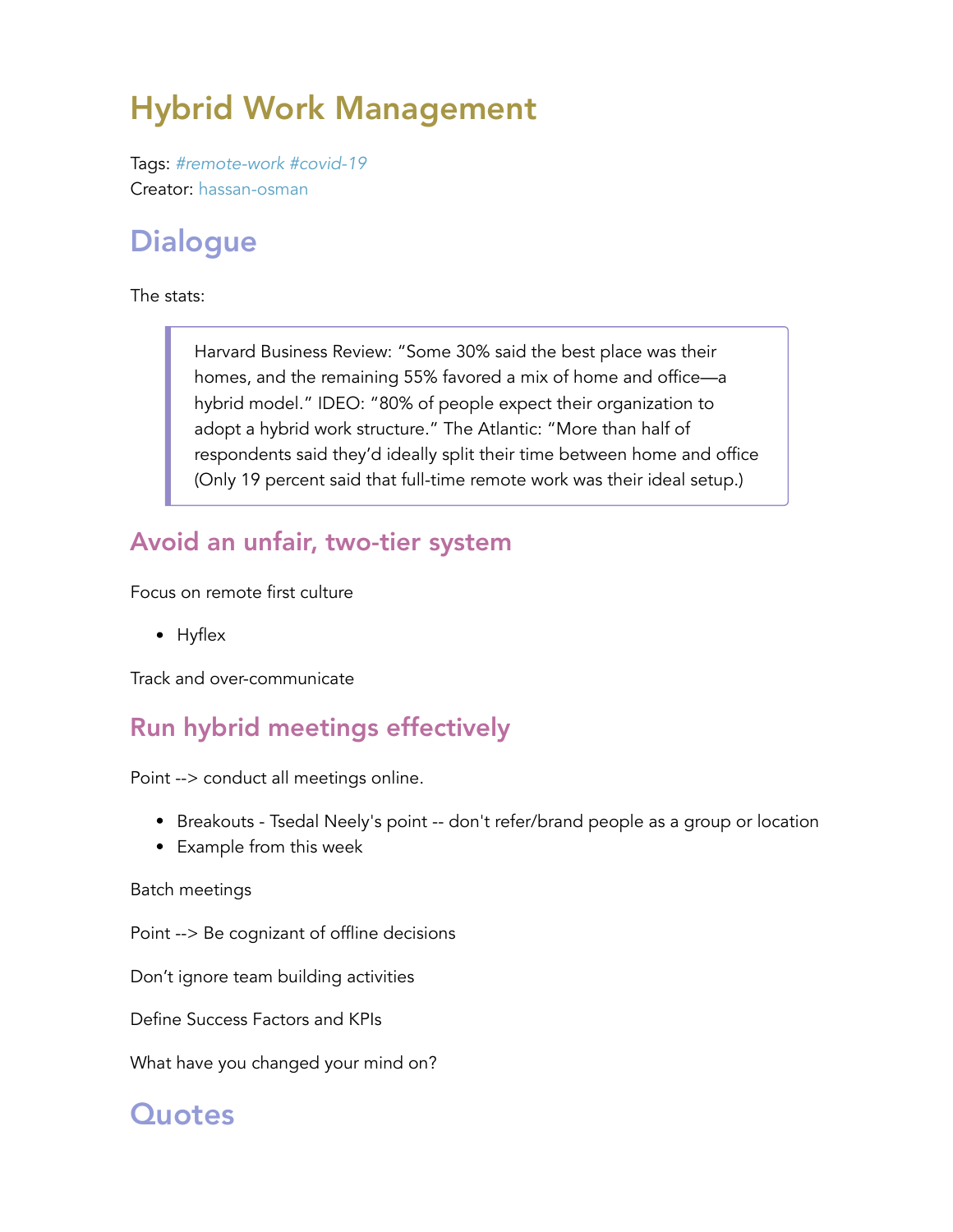# Hybrid Work Management

Tags: *#remote-work #covid-19*
Creator: hassan-osman

## Dialogue

The stats:

> Harvard Business Review: "Some 30% said the best place was their homes, and the remaining 55% favored a mix of home and office—a hybrid model." IDEO: "80% of people expect their organization to adopt a hybrid work structure." The Atlantic: "More than half of respondents said they'd ideally split their time between home and office (Only 19 percent said that full-time remote work was their ideal setup.)

### Avoid an unfair, two-tier system

Focus on remote first culture

- Hyflex

Track and over-communicate

### Run hybrid meetings effectively

Point --> conduct all meetings online.

- Breakouts - Tsedal Neely's point -- don't refer/brand people as a group or location
- Example from this week

Batch meetings

Point --> Be cognizant of offline decisions

Don't ignore team building activities

Define Success Factors and KPIs

What have you changed your mind on?

## Quotes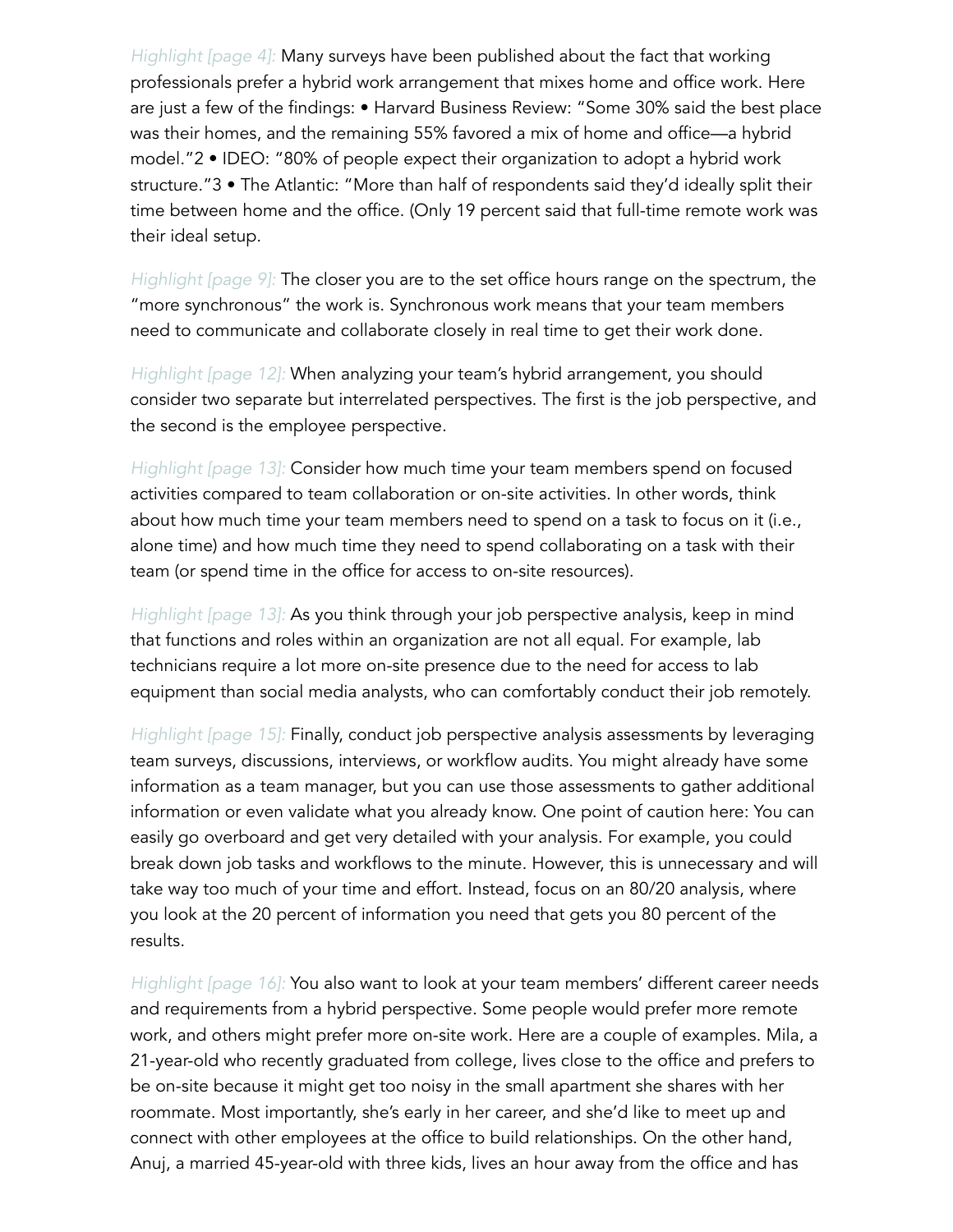*Highlight [page 4]:* Many surveys have been published about the fact that working professionals prefer a hybrid work arrangement that mixes home and office work. Here are just a few of the findings: • Harvard Business Review: "Some 30% said the best place was their homes, and the remaining 55% favored a mix of home and office—a hybrid model."2 • IDEO: "80% of people expect their organization to adopt a hybrid work structure."3 • The Atlantic: "More than half of respondents said they'd ideally split their time between home and the office. (Only 19 percent said that full-time remote work was their ideal setup.

*Highlight [page 9]:* The closer you are to the set office hours range on the spectrum, the "more synchronous" the work is. Synchronous work means that your team members need to communicate and collaborate closely in real time to get their work done.

*Highlight [page 12]:* When analyzing your team's hybrid arrangement, you should consider two separate but interrelated perspectives. The first is the job perspective, and the second is the employee perspective.

*Highlight [page 13]:* Consider how much time your team members spend on focused activities compared to team collaboration or on-site activities. In other words, think about how much time your team members need to spend on a task to focus on it (i.e., alone time) and how much time they need to spend collaborating on a task with their team (or spend time in the office for access to on-site resources).

*Highlight [page 13]:* As you think through your job perspective analysis, keep in mind that functions and roles within an organization are not all equal. For example, lab technicians require a lot more on-site presence due to the need for access to lab equipment than social media analysts, who can comfortably conduct their job remotely.

*Highlight [page 15]:* Finally, conduct job perspective analysis assessments by leveraging team surveys, discussions, interviews, or workflow audits. You might already have some information as a team manager, but you can use those assessments to gather additional information or even validate what you already know. One point of caution here: You can easily go overboard and get very detailed with your analysis. For example, you could break down job tasks and workflows to the minute. However, this is unnecessary and will take way too much of your time and effort. Instead, focus on an 80/20 analysis, where you look at the 20 percent of information you need that gets you 80 percent of the results.

*Highlight [page 16]:* You also want to look at your team members' different career needs and requirements from a hybrid perspective. Some people would prefer more remote work, and others might prefer more on-site work. Here are a couple of examples. Mila, a 21-year-old who recently graduated from college, lives close to the office and prefers to be on-site because it might get too noisy in the small apartment she shares with her roommate. Most importantly, she's early in her career, and she'd like to meet up and connect with other employees at the office to build relationships. On the other hand, Anuj, a married 45-year-old with three kids, lives an hour away from the office and has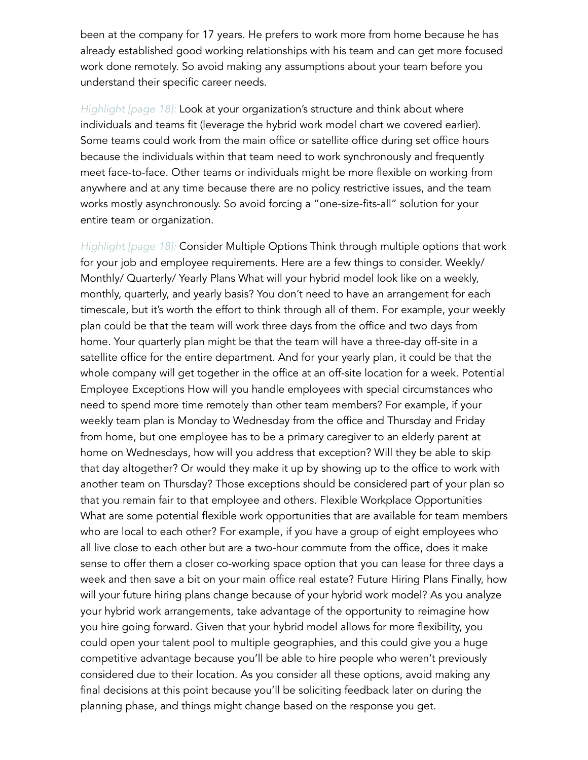been at the company for 17 years. He prefers to work more from home because he has already established good working relationships with his team and can get more focused work done remotely. So avoid making any assumptions about your team before you understand their specific career needs.

*Highlight [page 18]:* Look at your organization's structure and think about where individuals and teams fit (leverage the hybrid work model chart we covered earlier). Some teams could work from the main office or satellite office during set office hours because the individuals within that team need to work synchronously and frequently meet face-to-face. Other teams or individuals might be more flexible on working from anywhere and at any time because there are no policy restrictive issues, and the team works mostly asynchronously. So avoid forcing a "one-size-fits-all" solution for your entire team or organization.

*Highlight [page 18]:* Consider Multiple Options Think through multiple options that work for your job and employee requirements. Here are a few things to consider. Weekly/ Monthly/ Quarterly/ Yearly Plans What will your hybrid model look like on a weekly, monthly, quarterly, and yearly basis? You don't need to have an arrangement for each timescale, but it's worth the effort to think through all of them. For example, your weekly plan could be that the team will work three days from the office and two days from home. Your quarterly plan might be that the team will have a three-day off-site in a satellite office for the entire department. And for your yearly plan, it could be that the whole company will get together in the office at an off-site location for a week. Potential Employee Exceptions How will you handle employees with special circumstances who need to spend more time remotely than other team members? For example, if your weekly team plan is Monday to Wednesday from the office and Thursday and Friday from home, but one employee has to be a primary caregiver to an elderly parent at home on Wednesdays, how will you address that exception? Will they be able to skip that day altogether? Or would they make it up by showing up to the office to work with another team on Thursday? Those exceptions should be considered part of your plan so that you remain fair to that employee and others. Flexible Workplace Opportunities What are some potential flexible work opportunities that are available for team members who are local to each other? For example, if you have a group of eight employees who all live close to each other but are a two-hour commute from the office, does it make sense to offer them a closer co-working space option that you can lease for three days a week and then save a bit on your main office real estate? Future Hiring Plans Finally, how will your future hiring plans change because of your hybrid work model? As you analyze your hybrid work arrangements, take advantage of the opportunity to reimagine how you hire going forward. Given that your hybrid model allows for more flexibility, you could open your talent pool to multiple geographies, and this could give you a huge competitive advantage because you'll be able to hire people who weren't previously considered due to their location. As you consider all these options, avoid making any final decisions at this point because you'll be soliciting feedback later on during the planning phase, and things might change based on the response you get.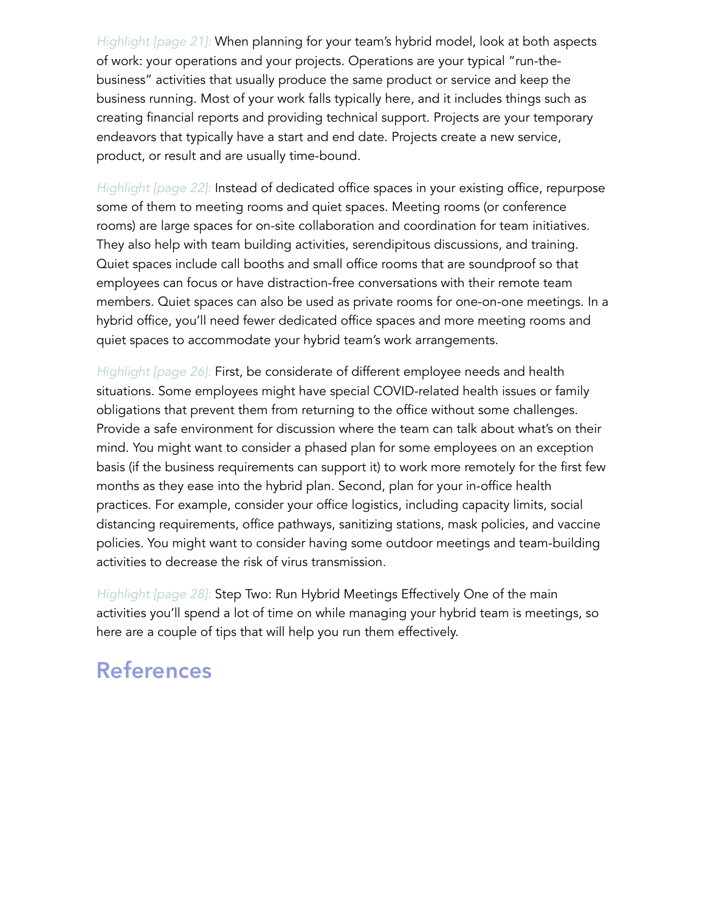*Highlight [page 21]:* When planning for your team's hybrid model, look at both aspects of work: your operations and your projects. Operations are your typical "run-the-business" activities that usually produce the same product or service and keep the business running. Most of your work falls typically here, and it includes things such as creating financial reports and providing technical support. Projects are your temporary endeavors that typically have a start and end date. Projects create a new service, product, or result and are usually time-bound.

*Highlight [page 22]:* Instead of dedicated office spaces in your existing office, repurpose some of them to meeting rooms and quiet spaces. Meeting rooms (or conference rooms) are large spaces for on-site collaboration and coordination for team initiatives. They also help with team building activities, serendipitous discussions, and training. Quiet spaces include call booths and small office rooms that are soundproof so that employees can focus or have distraction-free conversations with their remote team members. Quiet spaces can also be used as private rooms for one-on-one meetings. In a hybrid office, you'll need fewer dedicated office spaces and more meeting rooms and quiet spaces to accommodate your hybrid team's work arrangements.

*Highlight [page 26]:* First, be considerate of different employee needs and health situations. Some employees might have special COVID-related health issues or family obligations that prevent them from returning to the office without some challenges. Provide a safe environment for discussion where the team can talk about what's on their mind. You might want to consider a phased plan for some employees on an exception basis (if the business requirements can support it) to work more remotely for the first few months as they ease into the hybrid plan. Second, plan for your in-office health practices. For example, consider your office logistics, including capacity limits, social distancing requirements, office pathways, sanitizing stations, mask policies, and vaccine policies. You might want to consider having some outdoor meetings and team-building activities to decrease the risk of virus transmission.

*Highlight [page 28]:* Step Two: Run Hybrid Meetings Effectively One of the main activities you'll spend a lot of time on while managing your hybrid team is meetings, so here are a couple of tips that will help you run them effectively.

## References